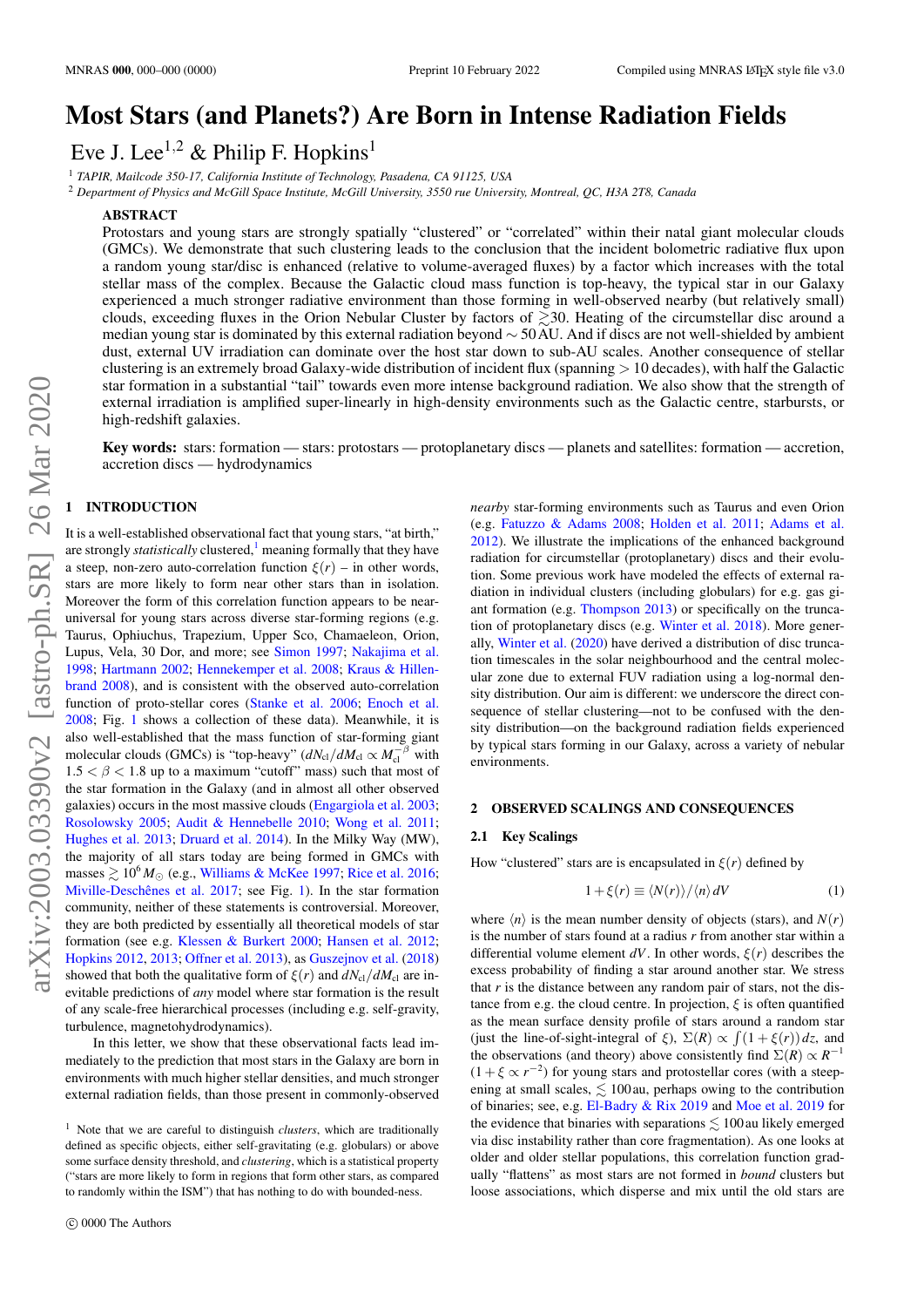# Most Stars (and Planets?) Are Born in Intense Radiation Fields

Eve J. Lee[1,2] & Philip F. Hopkins[1]

[1] TAPIR, Mailcode 350-17, California Institute of Technology, Pasadena, CA 91125, USA
[2] Department of Physics and McGill Space Institute, McGill University, 3550 rue University, Montreal, QC, H3A 2T8, Canada

## ABSTRACT

Protostars and young stars are strongly spatially "clustered" or "correlated" within their natal giant molecular clouds (GMCs). We demonstrate that such clustering leads to the conclusion that the incident bolometric radiative flux upon a random young star/disc is enhanced (relative to volume-averaged fluxes) by a factor which increases with the total stellar mass of the complex. Because the Galactic cloud mass function is top-heavy, the typical star in our Galaxy experienced a much stronger radiative environment than those forming in well-observed nearby (but relatively small) clouds, exceeding fluxes in the Orion Nebular Cluster by factors of $\gtrsim$30. Heating of the circumstellar disc around a median young star is dominated by this external radiation beyond $\sim 50$ AU. And if discs are not well-shielded by ambient dust, external UV irradiation can dominate over the host star down to sub-AU scales. Another consequence of stellar clustering is an extremely broad Galaxy-wide distribution of incident flux (spanning $> 10$ decades), with half the Galactic star formation in a substantial "tail" towards even more intense background radiation. We also show that the strength of external irradiation is amplified super-linearly in high-density environments such as the Galactic centre, starbursts, or high-redshift galaxies.

**Key words:** stars: formation — stars: protostars — protoplanetary discs — planets and satellites: formation — accretion, accretion discs — hydrodynamics

## 1 INTRODUCTION

It is a well-established observational fact that young stars, "at birth," are strongly *statistically* clustered,[1] meaning formally that they have a steep, non-zero auto-correlation function $\xi(r)$ – in other words, stars are more likely to form near other stars than in isolation. Moreover the form of this correlation function appears to be near-universal for young stars across diverse star-forming regions (e.g. Taurus, Ophiuchus, Trapezium, Upper Sco, Chamaeleon, Orion, Lupus, Vela, 30 Dor, and more; see Simon 1997; Nakajima et al. 1998; Hartmann 2002; Hennekemper et al. 2008; Kraus & Hillenbrand 2008), and is consistent with the observed auto-correlation function of proto-stellar cores (Stanke et al. 2006; Enoch et al. 2008; Fig. 1 shows a collection of these data). Meanwhile, it is also well-established that the mass function of star-forming giant molecular clouds (GMCs) is "top-heavy" ($dN_{\rm cl}/dM_{\rm cl} \propto M_{\rm cl}^{-\beta}$ with $1.5 < \beta < 1.8$ up to a maximum "cutoff" mass) such that most of the star formation in the Galaxy (and in almost all other observed galaxies) occurs in the most massive clouds (Engargiola et al. 2003; Rosolowsky 2005; Audit & Hennebelle 2010; Wong et al. 2011; Hughes et al. 2013; Druard et al. 2014). In the Milky Way (MW), the majority of all stars today are being formed in GMCs with masses $\gtrsim 10^6\,M_\odot$ (e.g., Williams & McKee 1997; Rice et al. 2016; Miville-Deschênes et al. 2017; see Fig. 1). In the star formation community, neither of these statements is controversial. Moreover, they are both predicted by essentially all theoretical models of star formation (see e.g. Klessen & Burkert 2000; Hansen et al. 2012; Hopkins 2012, 2013; Offner et al. 2013), as Guszejnov et al. (2018) showed that both the qualitative form of $\xi(r)$ and $dN_{\rm cl}/dM_{\rm cl}$ are inevitable predictions of *any* model where star formation is the result of any scale-free hierarchical processes (including e.g. self-gravity, turbulence, magnetohydrodynamics).

In this letter, we show that these observational facts lead immediately to the prediction that most stars in the Galaxy are born in environments with much higher stellar densities, and much stronger external radiation fields, than those present in commonly-observed *nearby* star-forming environments such as Taurus and even Orion (e.g. Fatuzzo & Adams 2008; Holden et al. 2011; Adams et al. 2012). We illustrate the implications of the enhanced background radiation for circumstellar (protoplanetary) discs and their evolution. Some previous work have modeled the effects of external radiation in individual clusters (including globulars) for e.g. gas giant formation (e.g. Thompson 2013) or specifically on the truncation of protoplanetary discs (e.g. Winter et al. 2018). More generally, Winter et al. (2020) have derived a distribution of disc truncation timescales in the solar neighbourhood and the central molecular zone due to external FUV radiation using a log-normal density distribution. Our aim is different: we underscore the direct consequence of stellar clustering—not to be confused with the density distribution—on the background radiation fields experienced by typical stars forming in our Galaxy, across a variety of nebular environments.

[1] Note that we are careful to distinguish *clusters*, which are traditionally defined as specific objects, either self-gravitating (e.g. globulars) or above some surface density threshold, and *clustering*, which is a statistical property ("stars are more likely to form in regions that form other stars, as compared to randomly within the ISM") that has nothing to do with bounded-ness.

## 2 OBSERVED SCALINGS AND CONSEQUENCES

### 2.1 Key Scalings

How "clustered" stars are is encapsulated in $\xi(r)$ defined by

$$1 + \xi(r) \equiv \langle N(r) \rangle / \langle n \rangle\, dV \tag{1}$$

where $\langle n \rangle$ is the mean number density of objects (stars), and $N(r)$ is the number of stars found at a radius $r$ from another star within a differential volume element $dV$. In other words, $\xi(r)$ describes the excess probability of finding a star around another star. We stress that $r$ is the distance between any random pair of stars, not the distance from e.g. the cloud centre. In projection, $\xi$ is often quantified as the mean surface density profile of stars around a random star (just the line-of-sight-integral of $\xi$), $\Sigma(R) \propto \int (1+\xi(r))\,dz$, and the observations (and theory) above consistently find $\Sigma(R) \propto R^{-1}$ ($1+\xi \propto r^{-2}$) for young stars and protostellar cores (with a steepening at small scales, $\lesssim 100$ au, perhaps owing to the contribution of binaries; see, e.g. El-Badry & Rix 2019 and Moe et al. 2019 for the evidence that binaries with separations $\lesssim 100$ au likely emerged via disc instability rather than core fragmentation). As one looks at older and older stellar populations, this correlation function gradually "flattens" as most stars are not formed in *bound* clusters but loose associations, which disperse and mix until the old stars are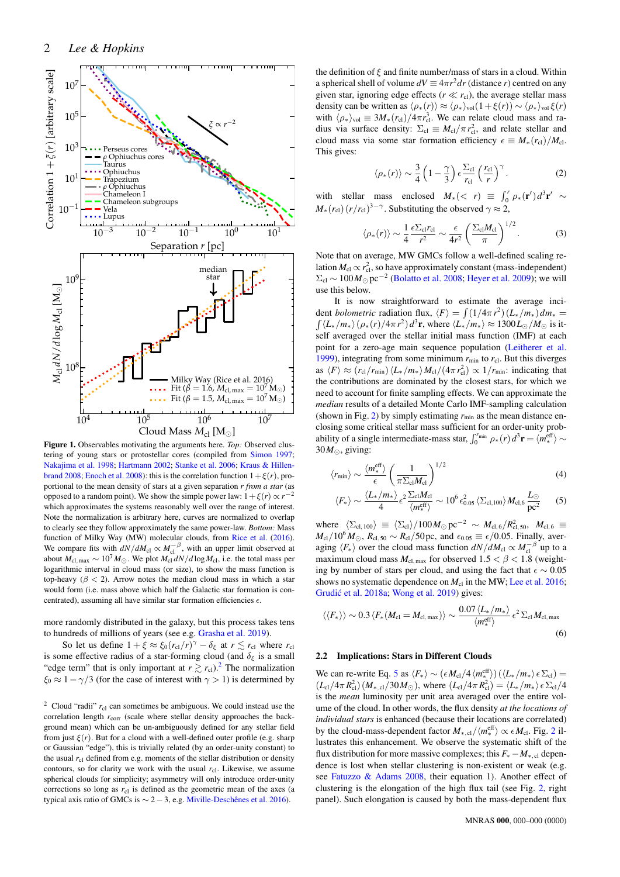**Figure 1.** Observables motivating the arguments here. *Top:* Observed clustering of young stars or protostellar cores (compiled from Simon 1997; Nakajima et al. 1998; Hartmann 2002; Stanke et al. 2006; Kraus & Hillenbrand 2008; Enoch et al. 2008): this is the correlation function $1+\xi(r)$, proportional to the mean density of stars at a given separation $r$ *from a star* (as opposed to a random point). We show the simple power law: $1+\xi(r) \propto r^{-2}$ which approximates the systems reasonably well over the range of interest. Note the normalization is arbitrary here, curves are normalized to overlap to clearly see they follow approximately the same power-law. *Bottom:* Mass function of Milky Way (MW) molecular clouds, from Rice et al. (2016). We compare fits with $dN/dM_{\rm cl} \propto M_{\rm cl}^{-\beta}$, with an upper limit observed at about $M_{\rm cl,max} \sim 10^7 M_\odot$. We plot $M_{\rm cl}\, dN/d\log M_{\rm cl}$, i.e. the total mass per logarithmic interval in cloud mass (or size), to show the mass function is top-heavy ($\beta < 2$). Arrow notes the median cloud mass in which a star would form (i.e. mass above which half the Galactic star formation is concentrated), assuming all have similar star formation efficiencies $\epsilon$.

more randomly distributed in the galaxy, but this process takes tens to hundreds of millions of years (see e.g. Grasha et al. 2019).

So let us define $1+\xi \approx \xi_0 (r_{\rm cl}/r)^\gamma - \delta_\xi$ at $r \lesssim r_{\rm cl}$ where $r_{\rm cl}$ is some effective radius of a star-forming cloud (and $\delta_\xi$ is a small "edge term" that is only important at $r \gtrsim r_{\rm cl}$).[2] The normalization $\xi_0 \approx 1 - \gamma/3$ (for the case of interest with $\gamma > 1$) is determined by the definition of $\xi$ and finite number/mass of stars in a cloud. Within a spherical shell of volume $dV \equiv 4\pi r^2 dr$ (distance $r$) centred on any given star, ignoring edge effects ($r \ll r_{\rm cl}$), the average stellar mass density can be written as $\langle \rho_*(r) \rangle \approx \langle \rho_* \rangle_{\rm vol}(1+\xi(r)) \sim \langle \rho_* \rangle_{\rm vol}\, \xi(r)$ with $\langle \rho_* \rangle_{\rm vol} \equiv 3M_*(r_{\rm cl})/4\pi r_{\rm cl}^3$. We can relate cloud mass and radius via surface density: $\Sigma_{\rm cl} \equiv M_{\rm cl}/\pi r_{\rm cl}^2$, and relate stellar and cloud mass via some star formation efficiency $\epsilon \equiv M_*(r_{\rm cl})/M_{\rm cl}$. This gives:

$$\langle \rho_*(r) \rangle \sim \frac{3}{4}\left(1 - \frac{\gamma}{3}\right) \epsilon \frac{\Sigma_{\rm cl}}{r_{\rm cl}} \left(\frac{r_{\rm cl}}{r}\right)^\gamma. \quad (2)$$

with stellar mass enclosed $M_*(<r) \equiv \int_0^r \rho_*(\mathbf{r}')\, d^3\mathbf{r}' \sim M_*(r_{\rm cl})\,(r/r_{\rm cl})^{3-\gamma}$. Substituting the observed $\gamma \approx 2$,

$$\langle \rho_*(r) \rangle \sim \frac{1}{4}\frac{\epsilon \Sigma_{\rm cl} r_{\rm cl}}{r^2} \sim \frac{\epsilon}{4 r^2}\left(\frac{\Sigma_{\rm cl} M_{\rm cl}}{\pi}\right)^{1/2}. \quad (3)$$

Note that on average, MW GMCs follow a well-defined scaling relation $M_{\rm cl} \propto r_{\rm cl}^2$, so have approximately constant (mass-independent) $\Sigma_{\rm cl} \sim 100 M_\odot\,{\rm pc}^{-2}$ (Bolatto et al. 2008; Heyer et al. 2009); we will use this below.

It is now straightforward to estimate the average incident *bolometric* radiation flux, $\langle F \rangle = \int (1/4\pi r^2)(L_*/m_*)\, dm_* = \int \langle L_*/m_* \rangle \langle \rho_*(r)/4\pi r^2 \rangle d^3\mathbf{r}$, where $\langle L_*/m_* \rangle \approx 1300 L_\odot/M_\odot$ is itself averaged over the stellar initial mass function (IMF) at each point for a zero-age main sequence population (Leitherer et al. 1999), integrating from some minimum $r_{\rm min}$ to $r_{\rm cl}$. But this diverges as $\langle F \rangle \approx (r_{\rm cl}/r_{\rm min}) \langle L_*/m_* \rangle M_{\rm cl}/(4\pi r_{\rm cl}^2) \propto 1/r_{\rm min}$: indicating that the contributions are dominated by the closest stars, for which we need to account for finite sampling effects. We can approximate the *median* results of a detailed Monte Carlo IMF-sampling calculation (shown in Fig. 2) by simply estimating $r_{\rm min}$ as the mean distance enclosing some critical stellar mass sufficient for an order-unity probability of a single intermediate-mass star, $\int_0^{r_{\rm min}} \rho_*(r)\, d^3\mathbf{r} = \langle m_*^{\rm eff} \rangle \sim 30 M_\odot$, giving:

$$\langle r_{\rm min} \rangle \sim \frac{\langle m_*^{\rm eff} \rangle}{\epsilon} \left(\frac{1}{\pi \Sigma_{\rm cl} M_{\rm cl}}\right)^{1/2} \quad (4)$$

$$\langle F_* \rangle \sim \frac{\langle L_*/m_* \rangle}{4} \epsilon^2 \frac{\Sigma_{\rm cl} M_{\rm cl}}{\langle m_*^{\rm eff} \rangle} \sim 10^6\, \epsilon_{0.05}^2 \langle \Sigma_{\rm cl,100} \rangle M_{\rm cl,6} \frac{L_\odot}{{\rm pc}^2} \quad (5)$$

where $\langle \Sigma_{\rm cl,100} \rangle \equiv \langle \Sigma_{\rm cl} \rangle / 100 M_\odot\,{\rm pc}^{-2} \sim M_{\rm cl,6}/R_{\rm cl,50}^2$, $M_{\rm cl,6} \equiv M_{\rm cl}/10^6 M_\odot$, $R_{\rm cl,50} \sim R_{\rm cl}/50\,{\rm pc}$, and $\epsilon_{0.05} \equiv \epsilon/0.05$. Finally, averaging $\langle F_* \rangle$ over the cloud mass function $dN/dM_{\rm cl} \propto M_{\rm cl}^{-\beta}$ up to a maximum cloud mass $M_{\rm cl,max}$ for observed $1.5 < \beta < 1.8$ (weighting by number of stars per cloud, and using the fact that $\epsilon \sim 0.05$ shows no systematic dependence on $M_{\rm cl}$ in the MW; Lee et al. 2016; Grudić et al. 2018a; Wong et al. 2019) gives:

$$\langle\langle F_* \rangle\rangle \sim 0.3 \langle F_*(M_{\rm cl} = M_{\rm cl,max}) \rangle \sim \frac{0.07 \langle L_*/m_* \rangle}{\langle m_*^{\rm eff} \rangle} \epsilon^2 \Sigma_{\rm cl} M_{\rm cl,max} \quad (6)$$

### 2.2 Implications: Stars in Different Clouds

We can re-write Eq. 5 as $\langle F_* \rangle \sim (\epsilon M_{\rm cl}/4 \langle m_*^{\rm eff} \rangle)(\langle L_*/m_* \rangle \epsilon \Sigma_{\rm cl}) = (L_{\rm cl}/4\pi R_{\rm cl}^2)(M_{*,\rm cl}/30 M_\odot)$, where $(L_{\rm cl}/4\pi R_{\rm cl}^2) = \langle L_*/m_* \rangle \epsilon \Sigma_{\rm cl}/4$ is the *mean* luminosity per unit area averaged over the entire volume of the cloud. In other words, the flux density *at the locations of individual stars* is enhanced (because their locations are correlated) by the cloud-mass-dependent factor $M_{*,\rm cl}/\langle m_*^{\rm eff} \rangle \propto \epsilon M_{\rm cl}$. Fig. 2 illustrates this enhancement. We observe the systematic shift of the flux distribution for more massive complexes; this $F_* - M_{*,\rm cl}$ dependence is lost when stellar clustering is non-existent or weak (e.g. see Fatuzzo & Adams 2008, their equation 1). Another effect of clustering is the elongation of the high flux tail (see Fig. 2, right panel). Such elongation is caused by both the mass-dependent flux

[2] Cloud "radii" $r_{\rm cl}$ can sometimes be ambiguous. We could instead use the correlation length $r_{\rm corr}$ (scale where stellar density approaches the background mean) which can be un-ambiguously defined for any stellar field from just $\xi(r)$. But for a cloud with a well-defined outer profile (e.g. sharp or Gaussian "edge"), this is trivially related (by an order-unity constant) to the usual $r_{\rm cl}$ defined from e.g. moments of the stellar distribution or density contours, so for clarity we work with the usual $r_{\rm cl}$. Likewise, we assume spherical clouds for simplicity; asymmetry will only introduce order-unity corrections so long as $r_{\rm cl}$ is defined as the geometric mean of the axes (a typical axis ratio of GMCs is $\sim 2-3$, e.g. Miville-Deschênes et al. 2016).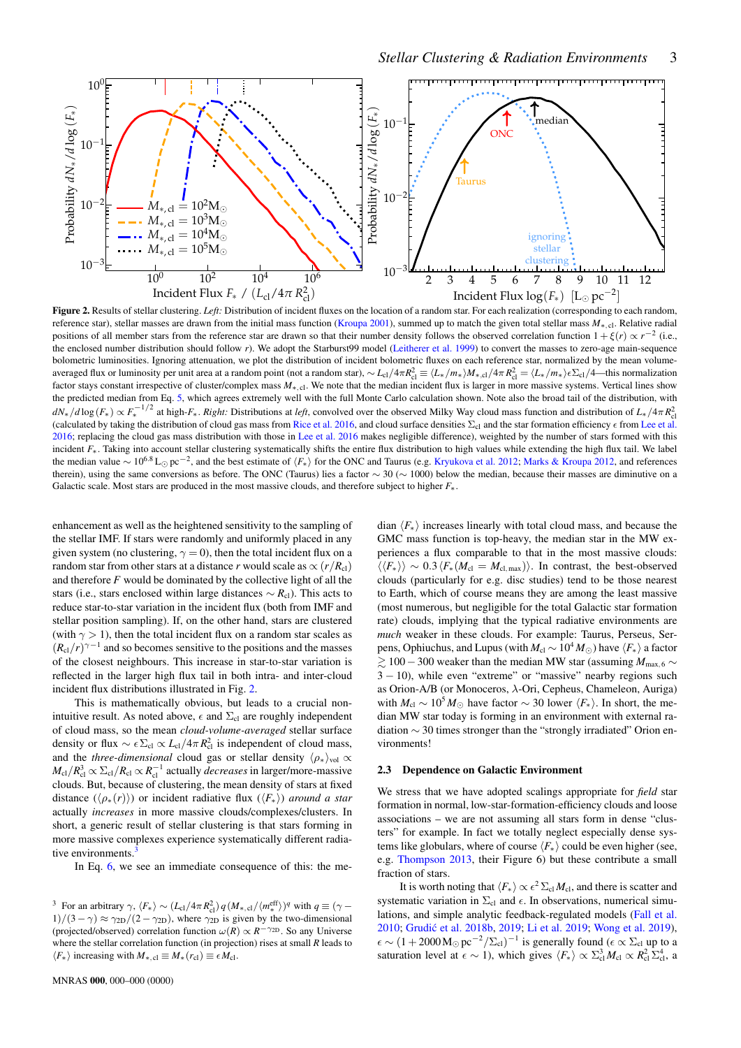**Figure 2.** Results of stellar clustering. *Left:* Distribution of incident fluxes on the location of a random star. For each realization (corresponding to each random, reference star), stellar masses are drawn from the initial mass function (Kroupa 2001), summed up to match the given total stellar mass $M_{*,\rm cl}$. Relative radial positions of all member stars from the reference star are drawn so that their number density follows the observed correlation function $1+\xi(r) \propto r^{-2}$ (i.e., the enclosed number distribution should follow $r$). We adopt the Starburst99 model (Leitherer et al. 1999) to convert the masses to zero-age main-sequence bolometric luminosities. Ignoring attenuation, we plot the distribution of incident bolometric fluxes on each reference star, normalized by the mean volume-averaged flux or luminosity per unit area at a random point (not a random star), $\sim L_{\rm cl}/4\pi R_{\rm cl}^2 \equiv \langle L_*/m_* \rangle M_{*,\rm cl}/4\pi R_{\rm cl}^2 = \langle L_*/m_* \rangle \epsilon \Sigma_{\rm cl}/4$—this normalization factor stays constant irrespective of cluster/complex mass $M_{*,\rm cl}$. We note that the median incident flux is larger in more massive systems. Vertical lines show the predicted median from Eq. 5, which agrees extremely well with the full Monte Carlo calculation shown. Note also the broad tail of the distribution, with $dN_*/d\log(F_*) \propto F_*^{-1/2}$ at high-$F_*$. *Right:* Distributions at *left*, convolved over the observed Milky Way cloud mass function and distribution of $L_*/4\pi R_{\rm cl}^2$ (calculated by taking the distribution of cloud gas mass from Rice et al. 2016, and cloud surface densities $\Sigma_{\rm cl}$ and the star formation efficiency $\epsilon$ from Lee et al. 2016; replacing the cloud gas mass distribution with those in Lee et al. 2016 makes negligible difference), weighted by the number of stars formed with this incident $F_*$. Taking into account stellar clustering systematically shifts the entire flux distribution to high values while extending the high flux tail. We label the median value $\sim 10^{6.8}\,{\rm L}_\odot\,{\rm pc}^{-2}$, and the best estimate of $\langle F_* \rangle$ for the ONC and Taurus (e.g. Kryukova et al. 2012; Marks & Kroupa 2012, and references therein), using the same conversions as before. The ONC (Taurus) lies a factor $\sim 30$ ($\sim 1000$) below the median, because their masses are diminutive on a Galactic scale. Most stars are produced in the most massive clouds, and therefore subject to higher $F_*$.

enhancement as well as the heightened sensitivity to the sampling of the stellar IMF. If stars were randomly and uniformly placed in any given system (no clustering, $\gamma = 0$), then the total incident flux on a random star from other stars at a distance $r$ would scale as $\propto (r/R_{\rm cl})$ and therefore $F$ would be dominated by the collective light of all the stars (i.e., stars enclosed within large distances $\sim R_{\rm cl}$). This acts to reduce star-to-star variation in the incident flux (both from IMF and stellar position sampling). If, on the other hand, stars are clustered (with $\gamma > 1$), then the total incident flux on a random star scales as $(R_{\rm cl}/r)^{\gamma-1}$ and so becomes sensitive to the positions and the masses of the closest neighbours. This increase in star-to-star variation is reflected in the larger high flux tail in both intra- and inter-cloud incident flux distributions illustrated in Fig. 2.

This is mathematically obvious, but leads to a crucial non-intuitive result. As noted above, $\epsilon$ and $\Sigma_{\rm cl}$ are roughly independent of cloud mass, so the mean *cloud-volume-averaged* stellar surface density or flux $\sim \epsilon \Sigma_{\rm cl} \propto L_{\rm cl}/4\pi R_{\rm cl}^2$ is independent of cloud mass, and the *three-dimensional* cloud gas or stellar density $\langle \rho_* \rangle_{\rm vol} \propto M_{\rm cl}/R_{\rm cl}^3 \propto \Sigma_{\rm cl}/R_{\rm cl} \propto R_{\rm cl}^{-1}$ actually *decreases* in larger/more-massive clouds. But, because of clustering, the mean density of stars at fixed distance ($\langle \rho_*(r) \rangle$) or incident radiative flux ($\langle F_* \rangle$) *around a star* actually *increases* in more massive clouds/complexes/clusters. In short, a generic result of stellar clustering is that stars forming in more massive complexes experience systematically different radiative environments.[3]

In Eq. 6, we see an immediate consequence of this: the median $\langle F_* \rangle$ increases linearly with total cloud mass, and because the GMC mass function is top-heavy, the median star in the MW experiences a flux comparable to that in the most massive clouds: $\langle\langle F_* \rangle\rangle \sim 0.3\,\langle F_*(M_{\rm cl} = M_{\rm cl,\,max}) \rangle$. In contrast, the best-observed clouds (particularly for e.g. disc studies) tend to be those nearest to Earth, which of course means they are among the least massive (most numerous, but negligible for the total Galactic star formation rate) clouds, implying that the typical radiative environments are *much* weaker in these clouds. For example: Taurus, Perseus, Serpens, Ophiuchus, and Lupus (with $M_{\rm cl} \sim 10^4\,M_\odot$) have $\langle F_* \rangle$ a factor $\gtrsim 100 - 300$ weaker than the median MW star (assuming $M_{\rm max,6} \sim 3 - 10$), while even "extreme" or "massive" nearby regions such as Orion-A/B (or Monoceros, $\lambda$-Ori, Cepheus, Chameleon, Auriga) with $M_{\rm cl} \sim 10^5\,M_\odot$ have factor $\sim 30$ lower $\langle F_* \rangle$. In short, the median MW star today is forming in an environment with external radiation $\sim 30$ times stronger than the "strongly irradiated" Orion environments!

### 2.3 Dependence on Galactic Environment

We stress that we have adopted scalings appropriate for *field* star formation in normal, low-star-formation-efficiency clouds and loose associations – we are not assuming all stars form in dense "clusters" for example. In fact we totally neglect especially dense systems like globulars, where of course $\langle F_* \rangle$ could be even higher (see, e.g. Thompson 2013, their Figure 6) but these contribute a small fraction of stars.

It is worth noting that $\langle F_* \rangle \propto \epsilon^2 \Sigma_{\rm cl} M_{\rm cl}$, and there is scatter and systematic variation in $\Sigma_{\rm cl}$ and $\epsilon$. In observations, numerical simulations, and simple analytic feedback-regulated models (Fall et al. 2010; Grudić et al. 2018b, 2019; Li et al. 2019; Wong et al. 2019), $\epsilon \sim (1 + 2000\,{\rm M}_\odot\,{\rm pc}^{-2}/\Sigma_{\rm cl})^{-1}$ is generally found ($\epsilon \propto \Sigma_{\rm cl}$ up to a saturation level at $\epsilon \sim 1$), which gives $\langle F_* \rangle \propto \Sigma_{\rm cl}^3 M_{\rm cl} \propto R_{\rm cl}^2 \Sigma_{\rm cl}^4$, a

[3] For an arbitrary $\gamma$, $\langle F_* \rangle \sim (L_{\rm cl}/4\pi R_{\rm cl}^2)\, q\, (M_{*,\rm cl}/\langle m_*^{\rm eff} \rangle)^q$ with $q \equiv (\gamma - 1)/(3-\gamma) \approx \gamma_{\rm 2D}/(2-\gamma_{\rm 2D})$, where $\gamma_{\rm 2D}$ is given by the two-dimensional (projected/observed) correlation function $\omega(R) \propto R^{-\gamma_{\rm 2D}}$. So any Universe where the stellar correlation function (in projection) rises at small $R$ leads to $\langle F_* \rangle$ increasing with $M_{*,\rm cl} \equiv M_*(r_{\rm cl}) \equiv \epsilon M_{\rm cl}$.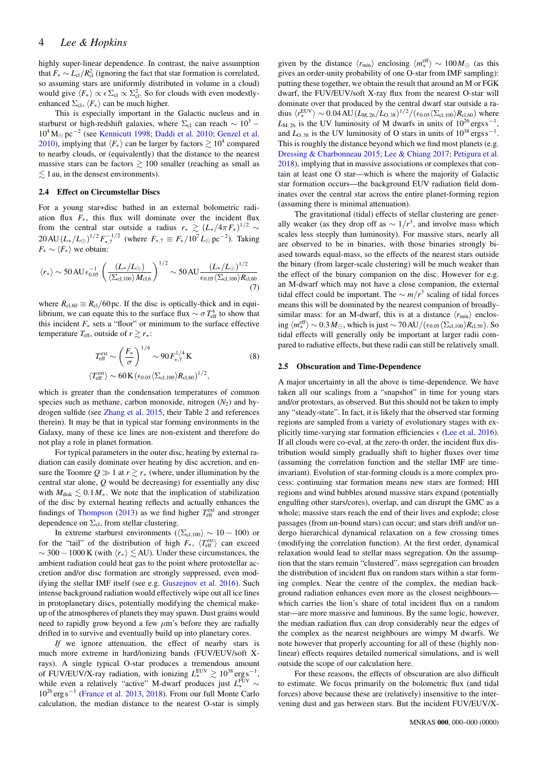highly super-linear dependence. In contrast, the naive assumption that $F_* \sim L_{\rm cl}/R_{\rm cl}^2$ (ignoring the fact that star formation is correlated, so assuming stars are uniformly distributed in volume in a cloud) would give $\langle F_* \rangle \propto \epsilon\,\Sigma_{\rm cl} \propto \Sigma_{\rm cl}^2$. So for clouds with even modestly-enhanced $\Sigma_{\rm cl}$, $\langle F_* \rangle$ can be much higher.

This is especially important in the Galactic nucleus and in starburst or high-redshift galaxies, where $\Sigma_{\rm cl}$ can reach $\sim 10^3 - 10^4\,{\rm M_\odot\,pc^{-2}}$ (see Kennicutt 1998; Daddi et al. 2010; Genzel et al. 2010), implying that $\langle F_* \rangle$ can be larger by factors $\gtrsim 10^4$ compared to nearby clouds, or (equivalently) that the distance to the nearest massive stars can be factors $\gtrsim 100$ smaller (reaching as small as $\lesssim 1$ au, in the densest environments).

### 2.4 Effect on Circumstellar Discs

For a young star+disc bathed in an external bolometric radiation flux $F_*$, this flux will dominate over the incident flux from the central star outside a radius $r_* \gtrsim (L_*/4\pi F_*)^{1/2} \sim 20\,{\rm AU}\,(L_*/L_\odot)^{1/2} F_{*,7}^{-1/2}$ (where $F_{*,7} \equiv F_*/10^7\,L_\odot\,{\rm pc^{-2}}$). Taking $F_* \sim \langle F_* \rangle$ we obtain:

$$\langle r_* \rangle \sim 50\,{\rm AU}\,\epsilon_{0.05}^{-1}\left(\frac{(L_*/L_\odot)}{\langle \Sigma_{\rm cl,100}\rangle M_{\rm cl,6}}\right)^{1/2} \sim 50\,{\rm AU}\frac{(L_*/L_\odot)^{1/2}}{\epsilon_{0.05}\langle \Sigma_{\rm cl,100}\rangle R_{\rm cl,60}} \tag{7}$$

where $R_{\rm cl,60} \equiv R_{\rm cl}/60\,{\rm pc}$. If the disc is optically-thick and in equilibrium, we can equate this to the surface flux $\sim \sigma T_{\rm eff}^4$ to show that this incident $F_*$ sets a "floor" or minimum to the surface effective temperature $T_{\rm eff}$, outside of $r \gtrsim r_*$:

$$T_{\rm eff}^{\rm ext} \sim \left(\frac{F_*}{\sigma}\right)^{1/4} \sim 90\,F_{*,7}^{1/4}\,{\rm K} \tag{8}$$
$$\langle T_{\rm eff}^{\rm ext} \rangle \sim 60\,{\rm K}\,(\epsilon_{0.05}\langle \Sigma_{\rm cl,100}\rangle R_{\rm cl,60})^{1/2},$$

which is greater than the condensation temperatures of common species such as methane, carbon monoxide, nitrogen ($N_2$) and hydrogen sulfide (see Zhang et al. 2015, their Table 2 and references therein). It may be that in typical star forming environments in the Galaxy, many of these ice lines are non-existent and therefore do not play a role in planet formation.

For typical parameters in the outer disc, heating by external radiation can easily dominate over heating by disc accretion, and ensure the Toomre $Q \gg 1$ at $r \gtrsim r_*$ (where, under illumination by the central star alone, $Q$ would be decreasing) for essentially any disc with $M_{\rm disk} \lesssim 0.1 M_*$. We note that the implication of stabilization of the disc by external heating reflects and actually enhances the findings of Thompson (2013) as we find higher $T_{\rm eff}^{\rm ext}$ and stronger dependence on $\Sigma_{\rm cl}$, from stellar clustering.

In extreme starburst environments ($\langle \Sigma_{\rm cl,100}\rangle \sim 10 - 100$) or for the "tail" of the distribution of high $F_*$, $\langle T_{\rm eff}^{\rm ext}\rangle$ can exceed $\sim 300 - 1000\,{\rm K}$ (with $\langle r_* \rangle \lesssim {\rm AU}$). Under these circumstances, the ambient radiation could heat gas to the point where protostellar accretion and/or disc formation are strongly suppressed, even modifying the stellar IMF itself (see e.g. Guszejnov et al. 2016). Such intense background radiation would effectively wipe out all ice lines in protoplanetary discs, potentially modifying the chemical makeup of the atmospheres of planets they may spawn. Dust grains would need to rapidly grow beyond a few $\mu$m's before they are radially drifted in to survive and eventually build up into planetary cores.

*If* we ignore attenuation, the effect of nearby stars is much more extreme in hard/ionizing bands (FUV/EUV/soft X-rays). A single typical O-star produces a tremendous amount of FUV/EUV/X-ray radiation, with ionizing $L_*^{\rm EUV} \gtrsim 10^{38}\,{\rm erg\,s^{-1}}$, while even a relatively "active" M-dwarf produces just $L_*^{\rm FUV} \sim 10^{26}\,{\rm erg\,s^{-1}}$ (France et al. 2013, 2018). From our full Monte Carlo calculation, the median distance to the nearest O-star is simply given by the distance $\langle r_{\rm min}\rangle$ enclosing $\langle m_*^{\rm eff}\rangle \sim 100 M_\odot$ (as this gives an order-unity probability of one O-star from IMF sampling): putting these together, we obtain the result that around an M or FGK dwarf, the FUV/EUV/soft X-ray flux from the nearest O-star will dominate over that produced by the central dwarf star outside a radius $\langle r_*^{\rm EUV}\rangle \sim 0.04\,{\rm AU}\,(L_{\rm M,26}/L_{\rm O,38})^{1/2}/(\epsilon_{0.05}\langle \Sigma_{\rm cl,100}\rangle R_{\rm cl,60})$ where $L_{\rm M,26}$ is the UV luminosity of M dwarfs in units of $10^{26}\,{\rm erg\,s^{-1}}$, and $L_{\rm O,38}$ is the UV luminosity of O stars in units of $10^{38}\,{\rm erg\,s^{-1}}$. This is roughly the distance beyond which we find most planets (e.g. Dressing & Charbonneau 2015; Lee & Chiang 2017; Petigura et al. 2018), implying that in massive associations or complexes that contain at least one O star—which is where the majority of Galactic star formation occurs—the background EUV radiation field dominates over the central star across the entire planet-forming region (assuming there is minimal attenuation).

The gravitational (tidal) effects of stellar clustering are generally weaker (as they drop off as $\sim 1/r^3$, and involve mass which scales less steeply than luminosity). For massive stars, nearly all are observed to be in binaries, with those binaries strongly biased towards equal-mass, so the effects of the nearest stars outside the binary (from larger-scale clustering) will be much weaker than the effect of the binary companion on the disc. However for e.g. an M-dwarf which may not have a close companion, the external tidal effect could be important. The $\sim m/r^3$ scaling of tidal forces means this will be dominated by the nearest companion of broadly-similar mass: for an M-dwarf, this is at a distance $\langle r_{\rm min}\rangle$ enclosing $\langle m_*^{\rm eff}\rangle \sim 0.3 M_\odot$, which is just $\sim 70\,{\rm AU}/(\epsilon_{0.05}\langle \Sigma_{\rm cl,100}\rangle R_{\rm cl,50})$. So tidal effects will generally only be important at larger radii compared to radiative effects, but these radii can still be relatively small.

### 2.5 Obscuration and Time-Dependence

A major uncertainty in all the above is time-dependence. We have taken all our scalings from a "snapshot" in time for young stars and/or protostars, as observed. But this should not be taken to imply any "steady-state". In fact, it is likely that the observed star forming regions are sampled from a variety of evolutionary stages with explicitly time-varying star formation efficiencies $\epsilon$ (Lee et al. 2016). If all clouds were co-eval, at the zero-th order, the incident flux distribution would simply gradually shift to higher fluxes over time (assuming the correlation function and the stellar IMF are time-invariant). Evolution of star-forming clouds is a more complex process: continuing star formation means new stars are formed; HII regions and wind bubbles around massive stars expand (potentially engulfing other stars/cores), overlap, and can disrupt the GMC as a whole; massive stars reach the end of their lives and explode; close passages (from un-bound stars) can occur; and stars drift and/or undergo hierarchical dynamical relaxation on a few crossing times (modifying the correlation function). At the first order, dynamical relaxation would lead to stellar mass segregation. On the assumption that the stars remain "clustered", mass segregation can broaden the distribution of incident flux on random stars within a star forming complex. Near the centre of the complex, the median background radiation enhances even more as the closest neighbours—which carries the lion's share of total incident flux on a random star—are more massive and luminous. By the same logic, however, the median radiation flux can drop considerably near the edges of the complex as the nearest neighbours are wimpy M dwarfs. We note however that properly accounting for all of these (highly non-linear) effects requires detailed numerical simulations, and is well outside the scope of our calculation here.

For these reasons, the effects of obscuration are also difficult to estimate. We focus primarily on the bolometric flux (and tidal forces) above because these are (relatively) insensitive to the intervening dust and gas between stars. But the incident FUV/EUV/X-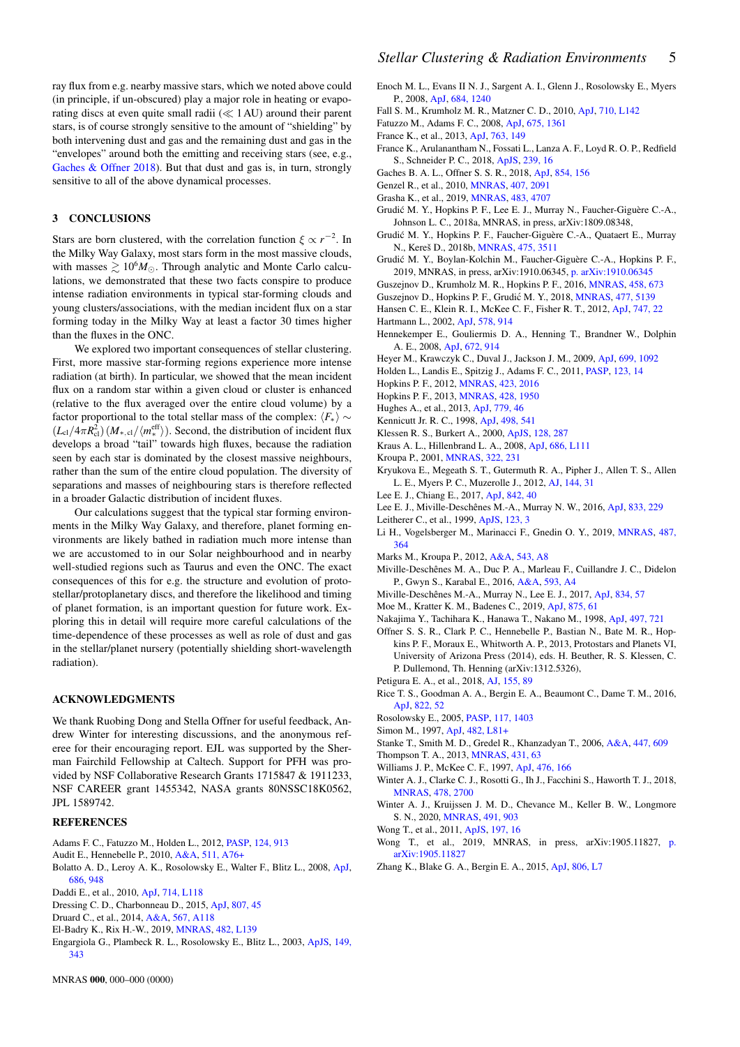ray flux from e.g. nearby massive stars, which we noted above could (in principle, if un-obscured) play a major role in heating or evaporating discs at even quite small radii ($\ll 1\,$AU) around their parent stars, is of course strongly sensitive to the amount of "shielding" by both intervening dust and gas and the remaining dust and gas in the "envelopes" around both the emitting and receiving stars (see, e.g., Gaches & Offner 2018). But that dust and gas is, in turn, strongly sensitive to all of the above dynamical processes.

## 3 CONCLUSIONS

Stars are born clustered, with the correlation function $\xi \propto r^{-2}$. In the Milky Way Galaxy, most stars form in the most massive clouds, with masses $\gtrsim 10^6 M_\odot$. Through analytic and Monte Carlo calculations, we demonstrated that these two facts conspire to produce intense radiation environments in typical star-forming clouds and young clusters/associations, with the median incident flux on a star forming today in the Milky Way at least a factor 30 times higher than the fluxes in the ONC.

We explored two important consequences of stellar clustering. First, more massive star-forming regions experience more intense radiation (at birth). In particular, we showed that the mean incident flux on a random star within a given cloud or cluster is enhanced (relative to the flux averaged over the entire cloud volume) by a factor proportional to the total stellar mass of the complex: $\langle F_* \rangle \sim (L_{\rm cl}/4\pi R_{\rm cl}^2)\,(M_{*,\rm cl}/\langle m_*^{\rm eff} \rangle)$. Second, the distribution of incident flux develops a broad "tail" towards high fluxes, because the radiation seen by each star is dominated by the closest massive neighbours, rather than the sum of the entire cloud population. The diversity of separations and masses of neighbouring stars is therefore reflected in a broader Galactic distribution of incident fluxes.

Our calculations suggest that the typical star forming environments in the Milky Way Galaxy, and therefore, planet forming environments are likely bathed in radiation much more intense than we are accustomed to in our Solar neighbourhood and in nearby well-studied regions such as Taurus and even the ONC. The exact consequences of this for e.g. the structure and evolution of protostellar/protoplanetary discs, and therefore the likelihood and timing of planet formation, is an important question for future work. Exploring this in detail will require more careful calculations of the time-dependence of these processes as well as role of dust and gas in the stellar/planet nursery (potentially shielding short-wavelength radiation).

## ACKNOWLEDGMENTS

We thank Ruobing Dong and Stella Offner for useful feedback, Andrew Winter for interesting discussions, and the anonymous referee for their encouraging report. EJL was supported by the Sherman Fairchild Fellowship at Caltech. Support for PFH was provided by NSF Collaborative Research Grants 1715847 & 1911233, NSF CAREER grant 1455342, NASA grants 80NSSC18K0562, JPL 1589742.

## REFERENCES

Adams F. C., Fatuzzo M., Holden L., 2012, PASP, 124, 913
Audit E., Hennebelle P., 2010, A&A, 511, A76+
Bolatto A. D., Leroy A. K., Rosolowsky E., Walter F., Blitz L., 2008, ApJ, 686, 948
Daddi E., et al., 2010, ApJ, 714, L118
Dressing C. D., Charbonneau D., 2015, ApJ, 807, 45
Druard C., et al., 2014, A&A, 567, A118
El-Badry K., Rix H.-W., 2019, MNRAS, 482, L139
Engargiola G., Plambeck R. L., Rosolowsky E., Blitz L., 2003, ApJS, 149, 343
Enoch M. L., Evans II N. J., Sargent A. I., Glenn J., Rosolowsky E., Myers P., 2008, ApJ, 684, 1240
Fall S. M., Krumholz M. R., Matzner C. D., 2010, ApJ, 710, L142
Fatuzzo M., Adams F. C., 2008, ApJ, 675, 1361
France K., et al., 2013, ApJ, 763, 149
France K., Arulanantham N., Fossati L., Lanza A. F., Loyd R. O. P., Redfield S., Schneider P. C., 2018, ApJS, 239, 16
Gaches B. A. L., Offner S. S. R., 2018, ApJ, 854, 156
Genzel R., et al., 2010, MNRAS, 407, 2091
Grasha K., et al., 2019, MNRAS, 483, 4707
Grudić M. Y., Hopkins P. F., Lee E. J., Murray N., Faucher-Giguère C.-A., Johnson L. C., 2018a, MNRAS, in press, arXiv:1809.08348,
Grudić M. Y., Hopkins P. F., Faucher-Giguère C.-A., Quataert E., Murray N., Kereš D., 2018b, MNRAS, 475, 3511
Grudić M. Y., Boylan-Kolchin M., Faucher-Giguère C.-A., Hopkins P. F., 2019, MNRAS, in press, arXiv:1910.06345, p. arXiv:1910.06345
Guszejnov D., Krumholz M. R., Hopkins P. F., 2016, MNRAS, 458, 673
Guszejnov D., Hopkins P. F., Grudić M. Y., 2018, MNRAS, 477, 5139
Hansen C. E., Klein R. I., McKee C. F., Fisher R. T., 2012, ApJ, 747, 22
Hartmann L., 2002, ApJ, 578, 914
Hennekemper E., Gouliermis D. A., Henning T., Brandner W., Dolphin A. E., 2008, ApJ, 672, 914
Heyer M., Krawczyk C., Duval J., Jackson J. M., 2009, ApJ, 699, 1092
Holden L., Landis E., Spitzig J., Adams F. C., 2011, PASP, 123, 14
Hopkins P. F., 2012, MNRAS, 423, 2016
Hopkins P. F., 2013, MNRAS, 428, 1950
Hughes A., et al., 2013, ApJ, 779, 46
Kennicutt Jr. R. C., 1998, ApJ, 498, 541
Klessen R. S., Burkert A., 2000, ApJS, 128, 287
Kraus A. L., Hillenbrand L. A., 2008, ApJ, 686, L111
Kroupa P., 2001, MNRAS, 322, 231
Kryukova E., Megeath S. T., Gutermuth R. A., Pipher J., Allen T. S., Allen L. E., Myers P. C., Muzerolle J., 2012, AJ, 144, 31
Lee E. J., Chiang E., 2017, ApJ, 842, 40
Lee E. J., Miville-Deschênes M.-A., Murray N. W., 2016, ApJ, 833, 229
Leitherer C., et al., 1999, ApJS, 123, 3
Li H., Vogelsberger M., Marinacci F., Gnedin O. Y., 2019, MNRAS, 487, 364
Marks M., Kroupa P., 2012, A&A, 543, A8
Miville-Deschênes M. A., Duc P. A., Marleau F., Cuillandre J. C., Didelon P., Gwyn S., Karabal E., 2016, A&A, 593, A4
Miville-Deschênes M.-A., Murray N., Lee E. J., 2017, ApJ, 834, 57
Moe M., Kratter K. M., Badenes C., 2019, ApJ, 875, 61
Nakajima Y., Tachihara K., Hanawa T., Nakano M., 1998, ApJ, 497, 721
Offner S. S. R., Clark P. C., Hennebelle P., Bastian N., Bate M. R., Hopkins P. F., Moraux E., Whitworth A. P., 2013, Protostars and Planets VI, University of Arizona Press (2014), eds. H. Beuther, R. S. Klessen, C. P. Dullemond, Th. Henning (arXiv:1312.5326),
Petigura E. A., et al., 2018, AJ, 155, 89
Rice T. S., Goodman A. A., Bergin E. A., Beaumont C., Dame T. M., 2016, ApJ, 822, 52
Rosolowsky E., 2005, PASP, 117, 1403
Simon M., 1997, ApJ, 482, L81+
Stanke T., Smith M. D., Gredel R., Khanzadyan T., 2006, A&A, 447, 609
Thompson T. A., 2013, MNRAS, 431, 63
Williams J. P., McKee C. F., 1997, ApJ, 476, 166
Winter A. J., Clarke C. J., Rosotti G., Ih J., Facchini S., Haworth T. J., 2018, MNRAS, 478, 2700
Winter A. J., Kruijssen J. M. D., Chevance M., Keller B. W., Longmore S. N., 2020, MNRAS, 491, 903
Wong T., et al., 2011, ApJS, 197, 16
Wong T., et al., 2019, MNRAS, in press, arXiv:1905.11827, p. arXiv:1905.11827
Zhang K., Blake G. A., Bergin E. A., 2015, ApJ, 806, L7